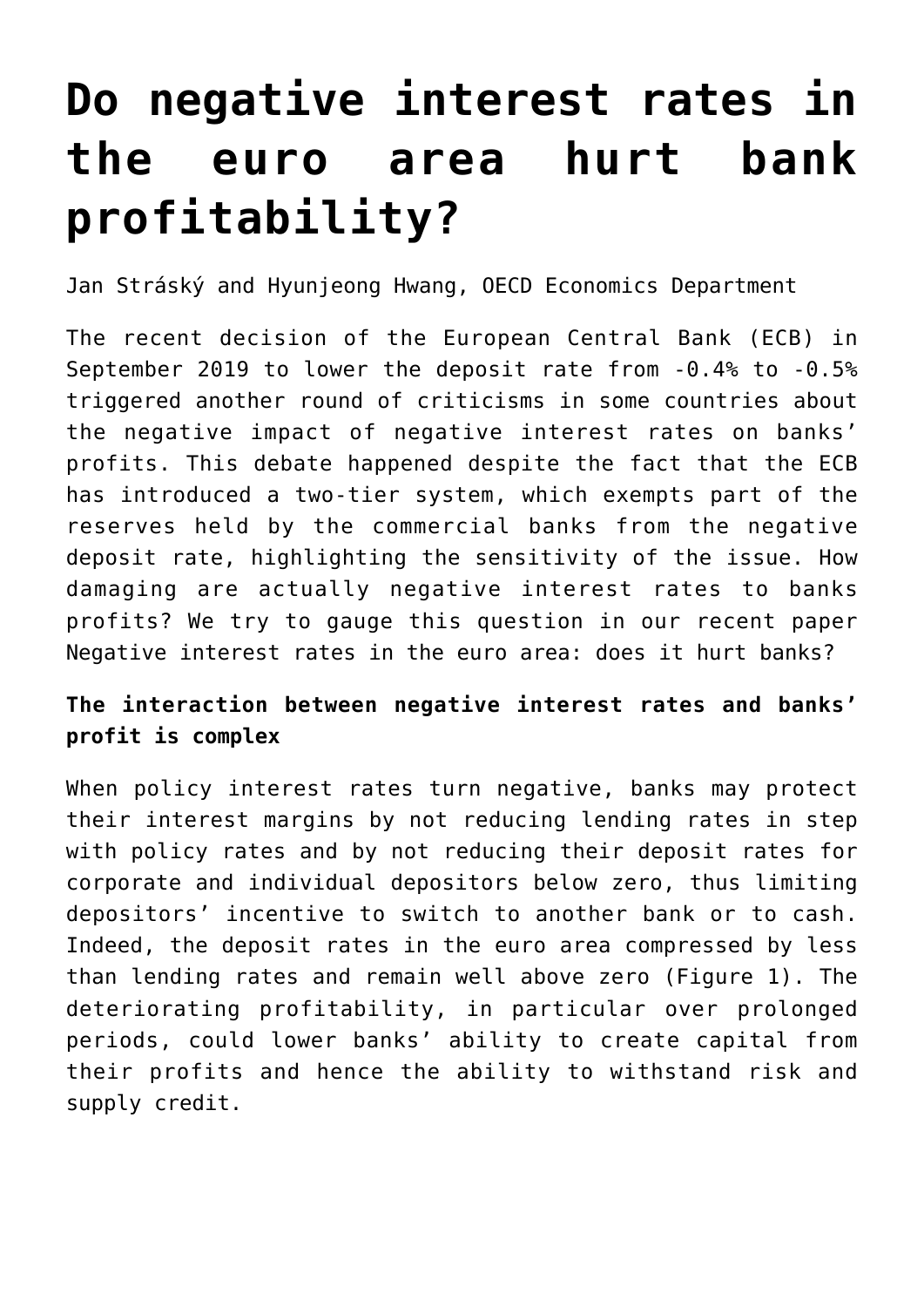# Do negative interest rates in the euro area hurt bank profitability?

Jan Stráský and Hyunjeong Hwang, OECD Economics Department

The recent decision of the European Central Bank (ECB) in September 2019 to lower the deposit rate from -0.4% to -0.5% triggered another round of criticisms in some countries about the negative impact of negative interest rates on banks' profits. This debate happened despite the fact that the ECB has introduced a two-tier system, which exempts part of the reserves held by the commercial banks from the negative deposit rate, highlighting the sensitivity of the issue. How damaging are actually negative interest rates to banks profits? We try to gauge this question in our recent paper Negative interest rates in the euro area: does it hurt banks?

**The interaction between negative interest rates and banks' profit is complex**

When policy interest rates turn negative, banks may protect their interest margins by not reducing lending rates in step with policy rates and by not reducing their deposit rates for corporate and individual depositors below zero, thus limiting depositors' incentive to switch to another bank or to cash. Indeed, the deposit rates in the euro area compressed by less than lending rates and remain well above zero (Figure 1). The deteriorating profitability, in particular over prolonged periods, could lower banks' ability to create capital from their profits and hence the ability to withstand risk and supply credit.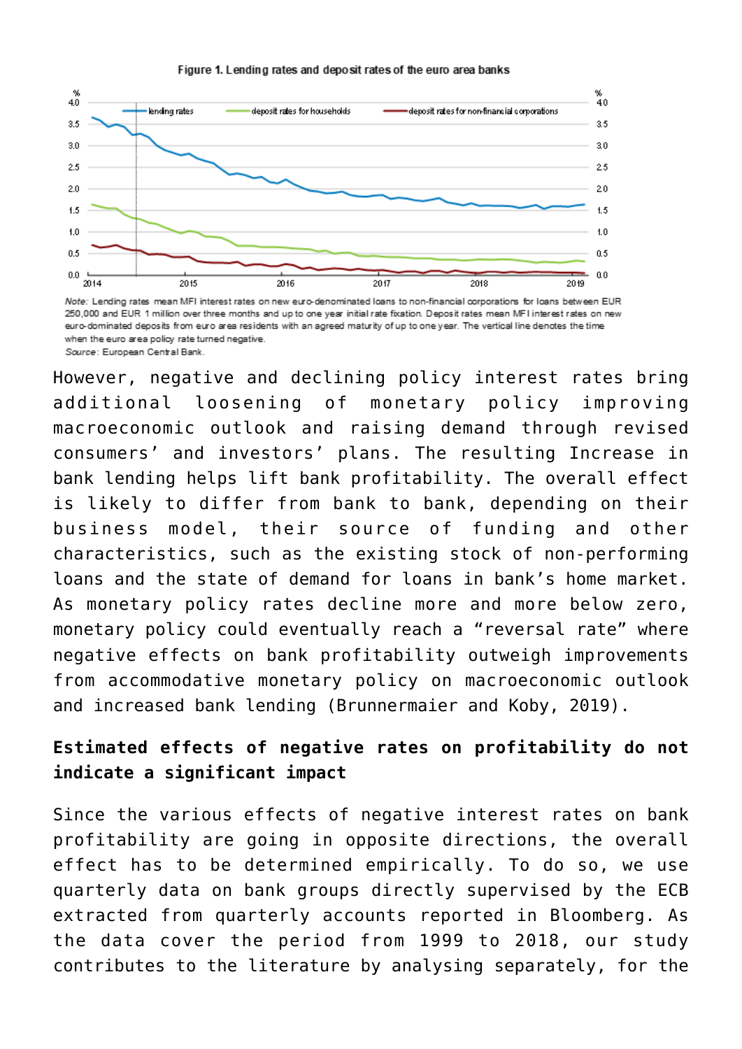**Figure 1. Lending rates and deposit rates of the euro area banks**

*Note:* Lending rates mean MFI interest rates on new euro-denominated loans to non-financial corporations for loans between EUR 250,000 and EUR 1 million over three months and up to one year initial rate fixation. Deposit rates mean MFI interest rates on new euro-dominated deposits from euro area residents with an agreed maturity of up to one year. The vertical line denotes the time when the euro area policy rate turned negative.
*Source*: European Central Bank.

However, negative and declining policy interest rates bring additional loosening of monetary policy improving macroeconomic outlook and raising demand through revised consumers' and investors' plans. The resulting Increase in bank lending helps lift bank profitability. The overall effect is likely to differ from bank to bank, depending on their business model, their source of funding and other characteristics, such as the existing stock of non-performing loans and the state of demand for loans in bank's home market. As monetary policy rates decline more and more below zero, monetary policy could eventually reach a "reversal rate" where negative effects on bank profitability outweigh improvements from accommodative monetary policy on macroeconomic outlook and increased bank lending (Brunnermaier and Koby, 2019).

**Estimated effects of negative rates on profitability do not indicate a significant impact**

Since the various effects of negative interest rates on bank profitability are going in opposite directions, the overall effect has to be determined empirically. To do so, we use quarterly data on bank groups directly supervised by the ECB extracted from quarterly accounts reported in Bloomberg. As the data cover the period from 1999 to 2018, our study contributes to the literature by analysing separately, for the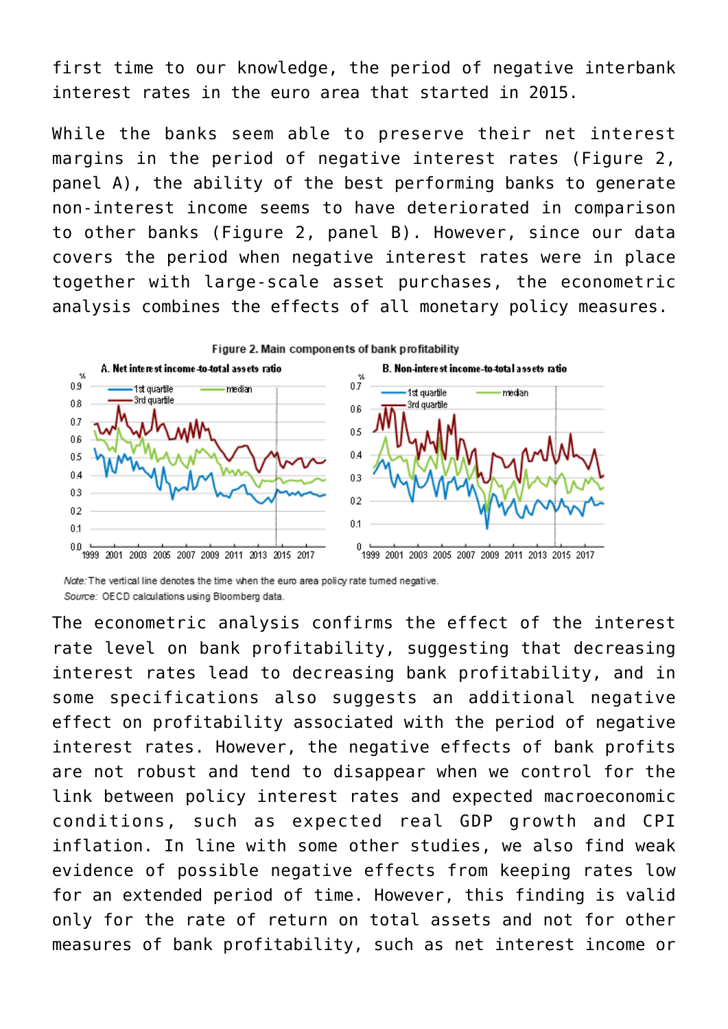first time to our knowledge, the period of negative interbank interest rates in the euro area that started in 2015.

While the banks seem able to preserve their net interest margins in the period of negative interest rates (Figure 2, panel A), the ability of the best performing banks to generate non-interest income seems to have deteriorated in comparison to other banks (Figure 2, panel B). However, since our data covers the period when negative interest rates were in place together with large-scale asset purchases, the econometric analysis combines the effects of all monetary policy measures.

Figure 2. Main components of bank profitability

A. Net interest income-to-total assets ratio

B. Non-interest income-to-total assets ratio

*Note:* The vertical line denotes the time when the euro area policy rate turned negative.

*Source:* OECD calculations using Bloomberg data.

The econometric analysis confirms the effect of the interest rate level on bank profitability, suggesting that decreasing interest rates lead to decreasing bank profitability, and in some specifications also suggests an additional negative effect on profitability associated with the period of negative interest rates. However, the negative effects of bank profits are not robust and tend to disappear when we control for the link between policy interest rates and expected macroeconomic conditions, such as expected real GDP growth and CPI inflation. In line with some other studies, we also find weak evidence of possible negative effects from keeping rates low for an extended period of time. However, this finding is valid only for the rate of return on total assets and not for other measures of bank profitability, such as net interest income or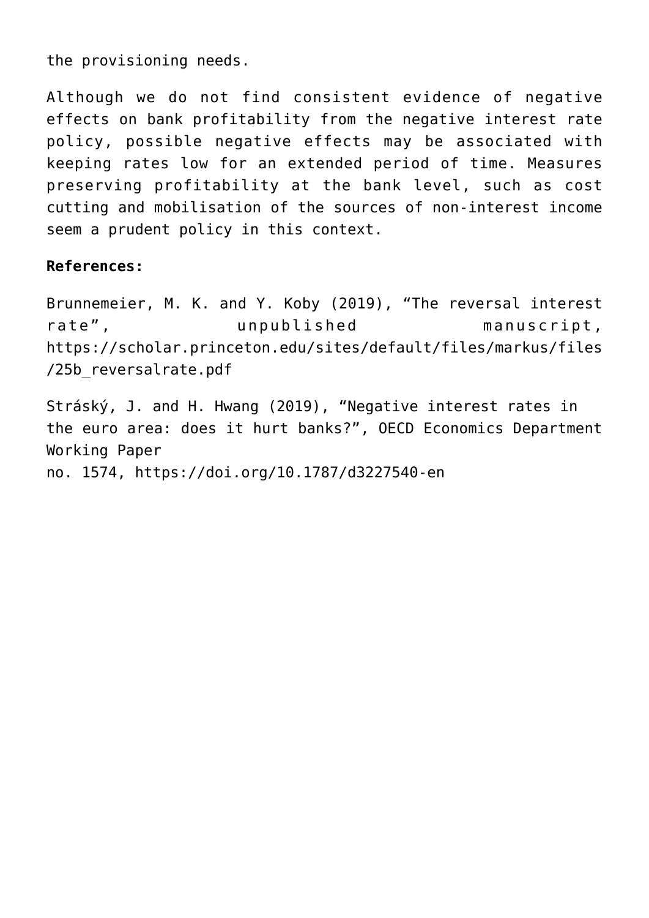the provisioning needs.

Although we do not find consistent evidence of negative effects on bank profitability from the negative interest rate policy, possible negative effects may be associated with keeping rates low for an extended period of time. Measures preserving profitability at the bank level, such as cost cutting and mobilisation of the sources of non-interest income seem a prudent policy in this context.

**References:**

Brunnemeier, M. K. and Y. Koby (2019), "The reversal interest rate", unpublished manuscript, https://scholar.princeton.edu/sites/default/files/markus/files/25b_reversalrate.pdf

Stráský, J. and H. Hwang (2019), "Negative interest rates in the euro area: does it hurt banks?", OECD Economics Department Working Paper no. 1574, https://doi.org/10.1787/d3227540-en